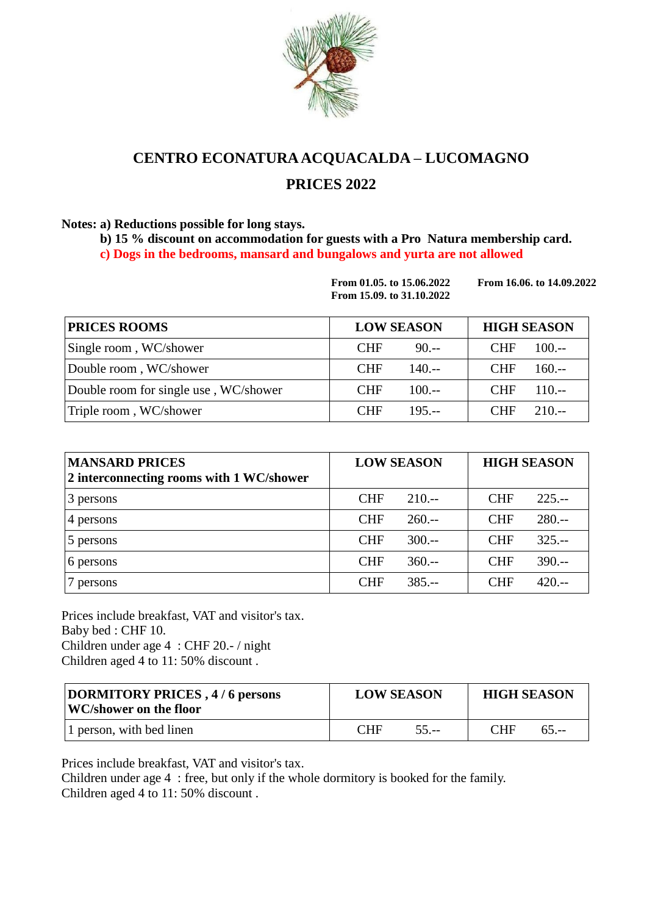# CENTRO ECONATURA ACQUACALDA – LUCOMAGNO

## PRICES 2022

**Notes: a) Reductions possible for long stays.**

**b) 15 % discount on accommodation for guests with a Pro Natura membership card.**

**c) Dogs in the bedrooms, mansard and bungalows and yurta are not allowed**

**From 01.05. to 15.06.2022**
**From 15.09. to 31.10.2022**

**From 16.06. to 14.09.2022**

| **PRICES ROOMS** | **LOW SEASON** | **HIGH SEASON** |
|---|---|---|
| Single room , WC/shower | CHF 90.-- | CHF 100.-- |
| Double room , WC/shower | CHF 140.-- | CHF 160.-- |
| Double room for single use , WC/shower | CHF 100.-- | CHF 110.-- |
| Triple room , WC/shower | CHF 195.-- | CHF 210.-- |

| **MANSARD PRICES** **2 interconnecting rooms with 1 WC/shower** | **LOW SEASON** | **HIGH SEASON** |
|---|---|---|
| 3 persons | CHF 210.-- | CHF 225.-- |
| 4 persons | CHF 260.-- | CHF 280.-- |
| 5 persons | CHF 300.-- | CHF 325.-- |
| 6 persons | CHF 360.-- | CHF 390.-- |
| 7 persons | CHF 385.-- | CHF 420.-- |

Prices include breakfast, VAT and visitor's tax.
Baby bed : CHF 10.
Children under age 4 : CHF 20.- / night
Children aged 4 to 11: 50% discount .

| **DORMITORY PRICES , 4 / 6 persons** **WC/shower on the floor** | **LOW SEASON** | **HIGH SEASON** |
|---|---|---|
| 1 person, with bed linen | CHF 55.-- | CHF 65.-- |

Prices include breakfast, VAT and visitor's tax.
Children under age 4 : free, but only if the whole dormitory is booked for the family.
Children aged 4 to 11: 50% discount .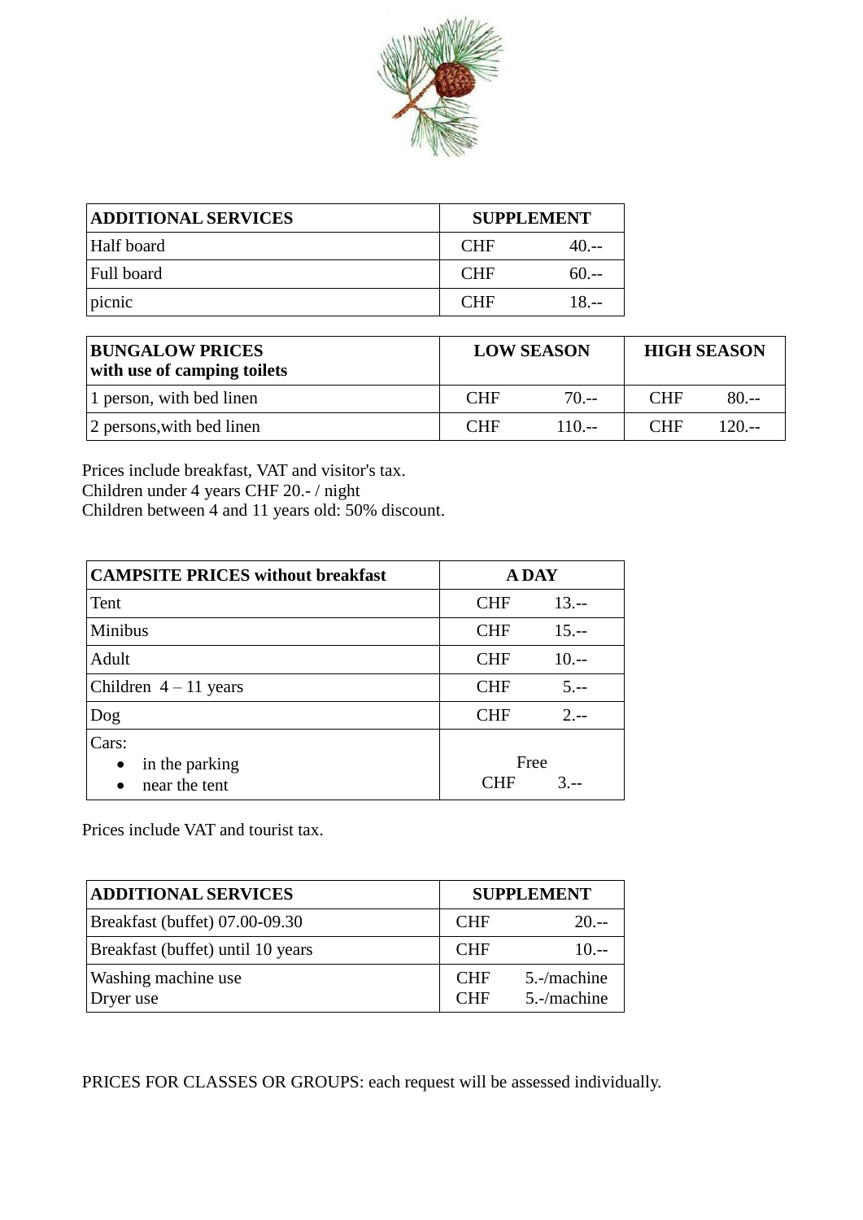| ADDITIONAL SERVICES | SUPPLEMENT |
|---|---|
| Half board | CHF 40.-- |
| Full board | CHF 60.-- |
| picnic | CHF 18.-- |

| BUNGALOW PRICES with use of camping toilets | LOW SEASON | HIGH SEASON |
|---|---|---|
| 1 person, with bed linen | CHF 70.-- | CHF 80.-- |
| 2 persons,with bed linen | CHF 110.-- | CHF 120.-- |

Prices include breakfast, VAT and visitor's tax.
Children under 4 years CHF 20.- / night
Children between 4 and 11 years old: 50% discount.

| CAMPSITE PRICES without breakfast | A DAY |
|---|---|
| Tent | CHF 13.-- |
| Minibus | CHF 15.-- |
| Adult | CHF 10.-- |
| Children 4 – 11 years | CHF 5.-- |
| Dog | CHF 2.-- |
| Cars: | |
| • in the parking | Free |
| • near the tent | CHF 3.-- |

Prices include VAT and tourist tax.

| ADDITIONAL SERVICES | SUPPLEMENT |
|---|---|
| Breakfast (buffet) 07.00-09.30 | CHF 20.-- |
| Breakfast (buffet) until 10 years | CHF 10.-- |
| Washing machine use | CHF 5.-/machine |
| Dryer use | CHF 5.-/machine |

PRICES FOR CLASSES OR GROUPS: each request will be assessed individually.